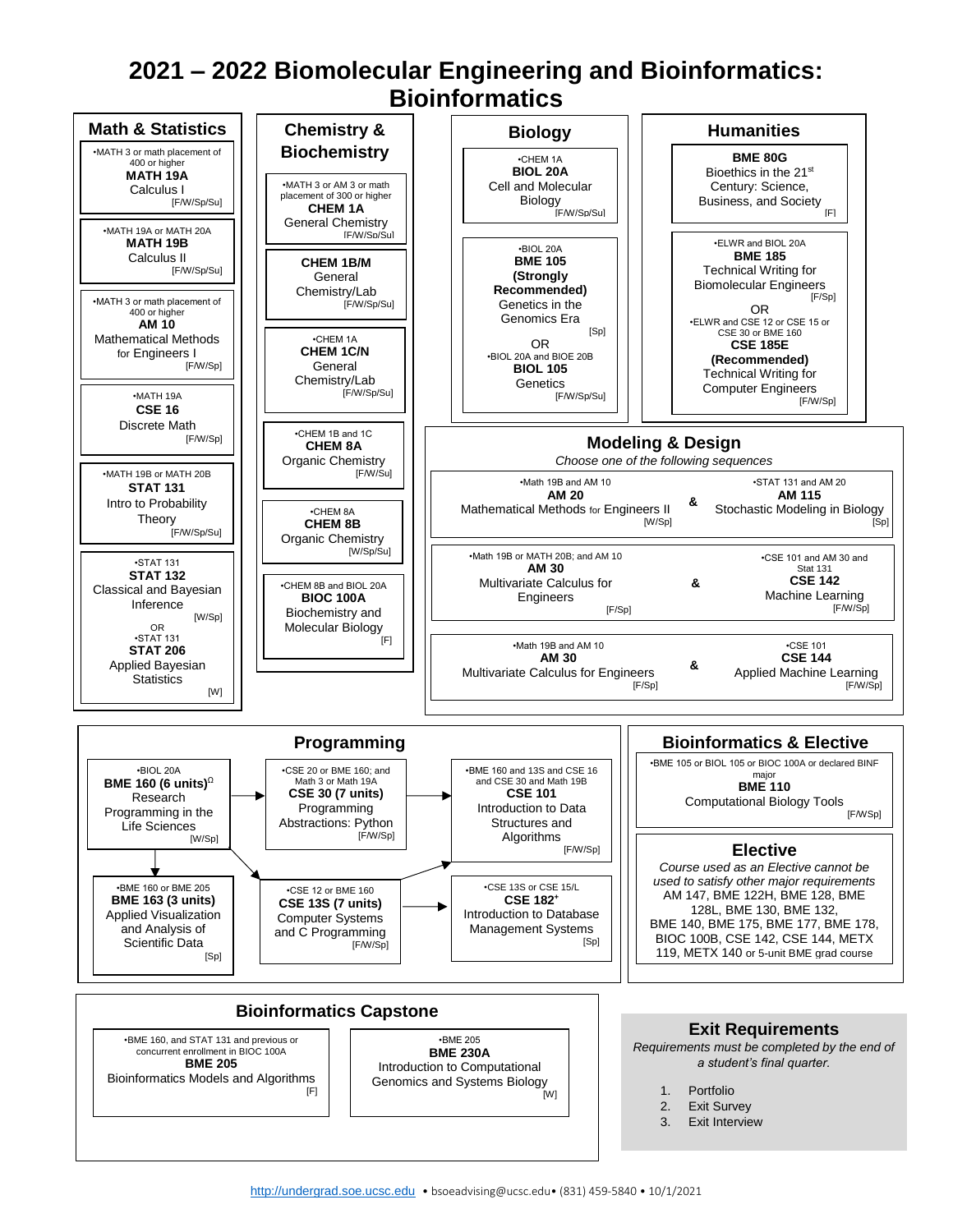# 2021 – 2022 Biomolecular Engineering and Bioinformatics: Bioinformatics

## Math & Statistics

•MATH 3 or math placement of 400 or higher
**MATH 19A**
Calculus I
[F/W/Sp/Su]

•MATH 19A or MATH 20A
**MATH 19B**
Calculus II
[F/W/Sp/Su]

•MATH 3 or math placement of 400 or higher
**AM 10**
Mathematical Methods for Engineers I
[F/W/Sp]

•MATH 19A
**CSE 16**
Discrete Math
[F/W/Sp]

•MATH 19B or MATH 20B
**STAT 131**
Intro to Probability Theory
[F/W/Sp/Su]

•STAT 131
**STAT 132**
Classical and Bayesian Inference
[W/Sp]
OR
•STAT 131
**STAT 206**
Applied Bayesian Statistics
[W]

## Chemistry & Biochemistry

•MATH 3 or AM 3 or math placement of 300 or higher
**CHEM 1A**
General Chemistry
[F/W/Sp/Su]

**CHEM 1B/M**
General Chemistry/Lab
[F/W/Sp/Su]

•CHEM 1A
**CHEM 1C/N**
General Chemistry/Lab
[F/W/Sp/Su]

•CHEM 1B and 1C
**CHEM 8A**
Organic Chemistry
[F/W/Su]

•CHEM 8A
**CHEM 8B**
Organic Chemistry
[W/Sp/Su]

•CHEM 8B and BIOL 20A
**BIOC 100A**
Biochemistry and Molecular Biology
[F]

## Biology

•CHEM 1A
**BIOL 20A**
Cell and Molecular Biology
[F/W/Sp/Su]

•BIOL 20A
**BME 105**
**(Strongly Recommended)**
Genetics in the Genomics Era
[Sp]
OR
•BIOL 20A and BIOE 20B
**BIOL 105**
Genetics
[F/W/Sp/Su]

## Humanities

**BME 80G**
Bioethics in the 21st Century: Science, Business, and Society
[F]

•ELWR and BIOL 20A
**BME 185**
Technical Writing for Biomolecular Engineers
[F/Sp]
OR
•ELWR and CSE 12 or CSE 15 or CSE 30 or BME 160
**CSE 185E**
**(Recommended)**
Technical Writing for Computer Engineers
[F/W/Sp]

## Modeling & Design

*Choose one of the following sequences*

•Math 19B and AM 10
**AM 20**
Mathematical Methods for Engineers II
[W/Sp]
&
•STAT 131 and AM 20
**AM 115**
Stochastic Modeling in Biology
[Sp]

•Math 19B or MATH 20B; and AM 10
**AM 30**
Multivariate Calculus for Engineers
[F/Sp]
&
•CSE 101 and AM 30 and Stat 131
**CSE 142**
Machine Learning
[F/W/Sp]

•Math 19B and AM 10
**AM 30**
Multivariate Calculus for Engineers
[F/Sp]
&
•CSE 101
**CSE 144**
Applied Machine Learning
[F/W/Sp]

## Programming

•BIOL 20A
**BME 160 (6 units)**Ω
Research Programming in the Life Sciences
[W/Sp]

•CSE 20 or BME 160; and Math 3 or Math 19A
**CSE 30 (7 units)**
Programming Abstractions: Python
[F/W/Sp]

•BME 160 and 13S and CSE 16 and CSE 30 and Math 19B
**CSE 101**
Introduction to Data Structures and Algorithms
[F/W/Sp]

•BME 160 or BME 205
**BME 163 (3 units)**
Applied Visualization and Analysis of Scientific Data
[Sp]

•CSE 12 or BME 160
**CSE 13S (7 units)**
Computer Systems and C Programming
[F/W/Sp]

•CSE 13S or CSE 15/L
**CSE 182**+
Introduction to Database Management Systems
[Sp]

## Bioinformatics & Elective

•BME 105 or BIOL 105 or BIOC 100A or declared BINF major
**BME 110**
Computational Biology Tools
[F/W/Sp]

### Elective

*Course used as an Elective cannot be used to satisfy other major requirements*
AM 147, BME 122H, BME 128, BME 128L, BME 130, BME 132, BME 140, BME 175, BME 177, BME 178, BIOC 100B, CSE 142, CSE 144, METX 119, METX 140 or 5-unit BME grad course

## Bioinformatics Capstone

•BME 160, and STAT 131 and previous or concurrent enrollment in BIOC 100A
**BME 205**
Bioinformatics Models and Algorithms
[F]

•BME 205
**BME 230A**
Introduction to Computational Genomics and Systems Biology
[W]

## Exit Requirements

*Requirements must be completed by the end of a student's final quarter.*

1. Portfolio
2. Exit Survey
3. Exit Interview

http://undergrad.soe.ucsc.edu • bsoeadvising@ucsc.edu • (831) 459-5840 • 10/1/2021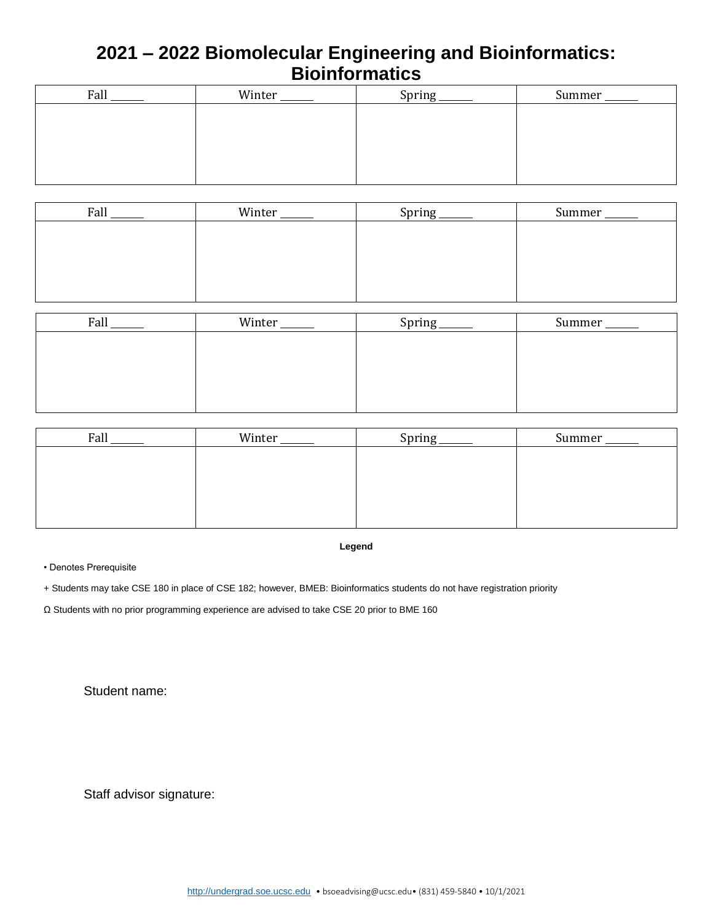# 2021 – 2022 Biomolecular Engineering and Bioinformatics: Bioinformatics

| Fall ______ | Winter ______ | Spring ______ | Summer ______ |
| --- | --- | --- | --- |
| | | | |

| Fall ______ | Winter ______ | Spring ______ | Summer ______ |
| --- | --- | --- | --- |
| | | | |

| Fall ______ | Winter ______ | Spring ______ | Summer ______ |
| --- | --- | --- | --- |
| | | | |

| Fall ______ | Winter ______ | Spring ______ | Summer ______ |
| --- | --- | --- | --- |
| | | | |

**Legend**

• Denotes Prerequisite

+ Students may take CSE 180 in place of CSE 182; however, BMEB: Bioinformatics students do not have registration priority

Ω Students with no prior programming experience are advised to take CSE 20 prior to BME 160

Student name:

Staff advisor signature:

http://undergrad.soe.ucsc.edu • bsoeadvising@ucsc.edu• (831) 459-5840 • 10/1/2021